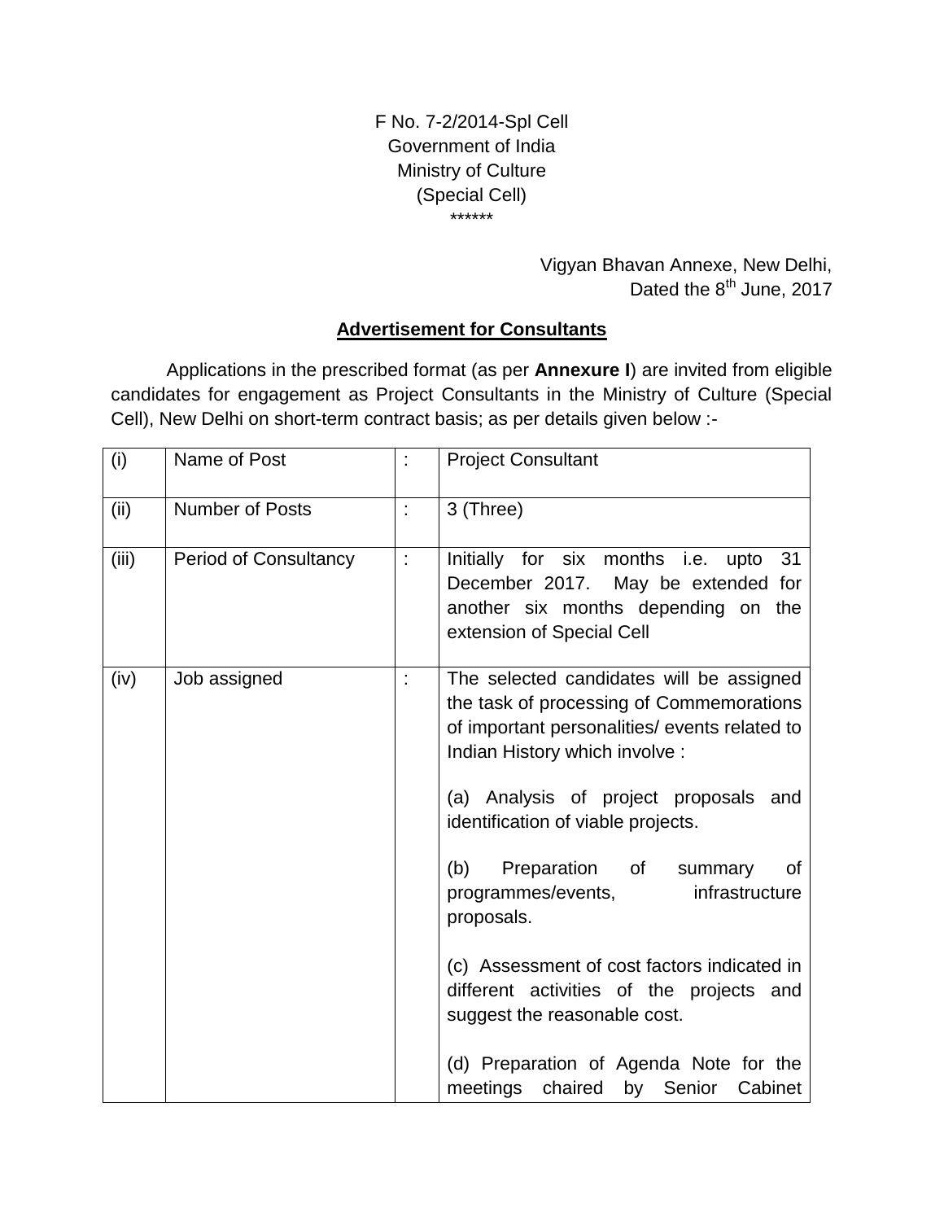F No. 7-2/2014-Spl Cell
Government of India
Ministry of Culture
(Special Cell)
\*\*\*\*\*\*

Vigyan Bhavan Annexe, New Delhi,
Dated the 8th June, 2017

## Advertisement for Consultants

Applications in the prescribed format (as per **Annexure I**) are invited from eligible candidates for engagement as Project Consultants in the Ministry of Culture (Special Cell), New Delhi on short-term contract basis; as per details given below :-

| | | | |
|---|---|---|---|
| (i) | Name of Post | : | Project Consultant |
| (ii) | Number of Posts | : | 3 (Three) |
| (iii) | Period of Consultancy | : | Initially for six months i.e. upto 31 December 2017. May be extended for another six months depending on the extension of Special Cell |
| (iv) | Job assigned | : | The selected candidates will be assigned the task of processing of Commemorations of important personalities/ events related to Indian History which involve :<br><br>(a) Analysis of project proposals and identification of viable projects.<br><br>(b) Preparation of summary of programmes/events, infrastructure proposals.<br><br>(c) Assessment of cost factors indicated in different activities of the projects and suggest the reasonable cost.<br><br>(d) Preparation of Agenda Note for the meetings chaired by Senior Cabinet |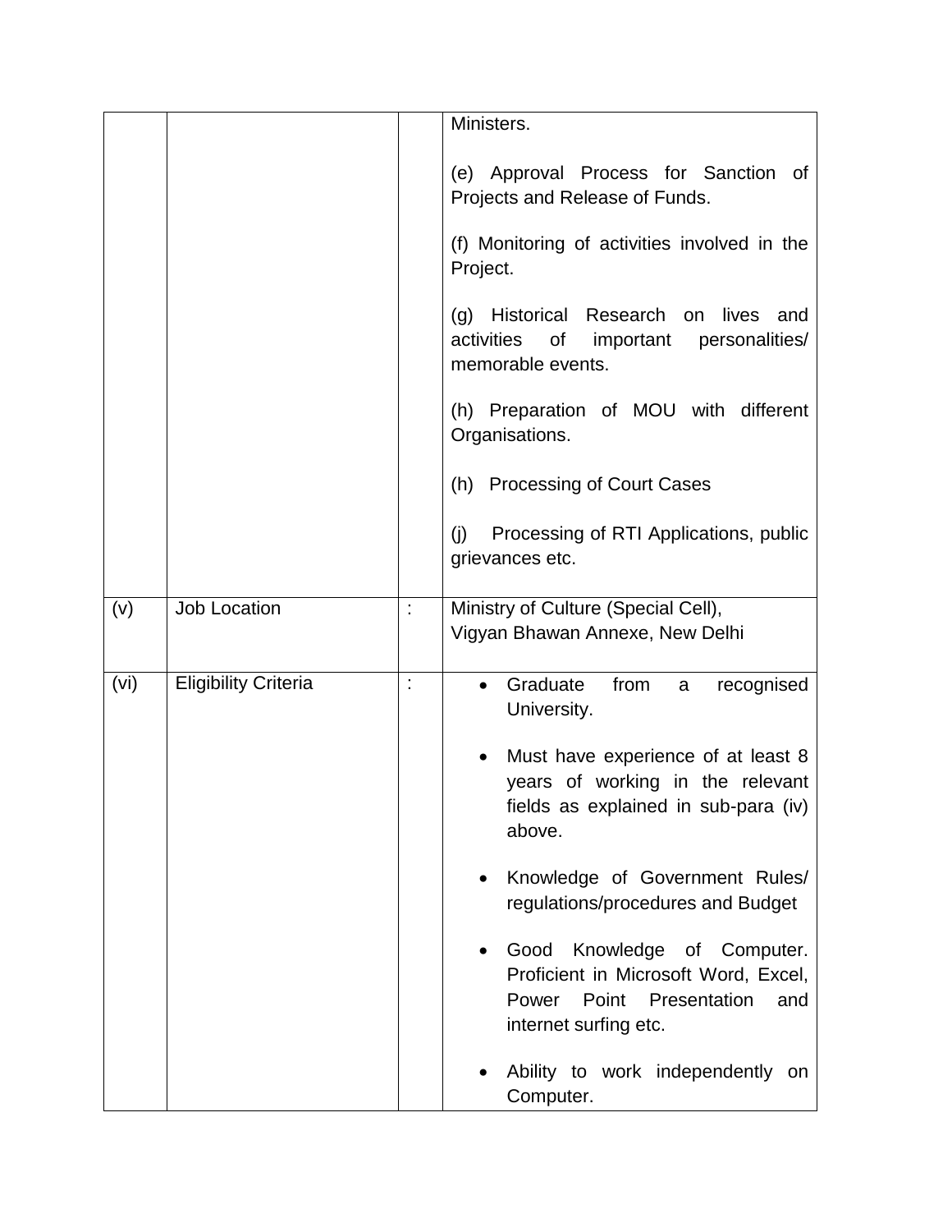|  |  |  |  |
|---|---|---|---|
|  |  |  | Ministers.<br><br>(e) Approval Process for Sanction of Projects and Release of Funds.<br><br>(f) Monitoring of activities involved in the Project.<br><br>(g) Historical Research on lives and activities of important personalities/ memorable events.<br><br>(h) Preparation of MOU with different Organisations.<br><br>(h) Processing of Court Cases<br><br>(j) Processing of RTI Applications, public grievances etc. |
| (v) | Job Location | : | Ministry of Culture (Special Cell),<br>Vigyan Bhawan Annexe, New Delhi |
| (vi) | Eligibility Criteria | : | • Graduate from a recognised University.<br><br>• Must have experience of at least 8 years of working in the relevant fields as explained in sub-para (iv) above.<br><br>• Knowledge of Government Rules/ regulations/procedures and Budget<br><br>• Good Knowledge of Computer. Proficient in Microsoft Word, Excel, Power Point Presentation and internet surfing etc.<br><br>• Ability to work independently on Computer. |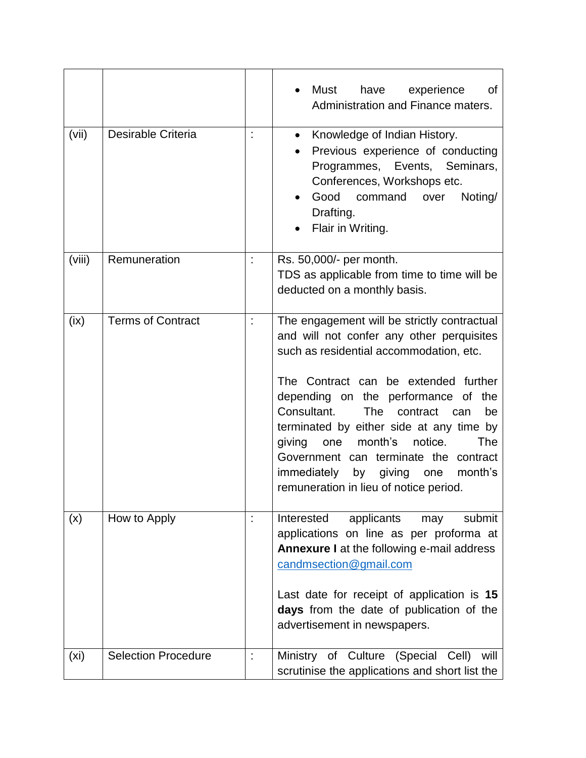| | | | |
|---|---|---|---|
| | | | • Must have experience of Administration and Finance maters. |
| (vii) | Desirable Criteria | : | • Knowledge of Indian History.<br>• Previous experience of conducting Programmes, Events, Seminars, Conferences, Workshops etc.<br>• Good command over Noting/ Drafting.<br>• Flair in Writing. |
| (viii) | Remuneration | : | Rs. 50,000/- per month.<br>TDS as applicable from time to time will be deducted on a monthly basis. |
| (ix) | Terms of Contract | : | The engagement will be strictly contractual and will not confer any other perquisites such as residential accommodation, etc.<br><br>The Contract can be extended further depending on the performance of the Consultant. The contract can be terminated by either side at any time by giving one month's notice. The Government can terminate the contract immediately by giving one month's remuneration in lieu of notice period. |
| (x) | How to Apply | : | Interested applicants may submit applications on line as per proforma at **Annexure I** at the following e-mail address candmsection@gmail.com<br><br>Last date for receipt of application is **15 days** from the date of publication of the advertisement in newspapers. |
| (xi) | Selection Procedure | : | Ministry of Culture (Special Cell) will scrutinise the applications and short list the |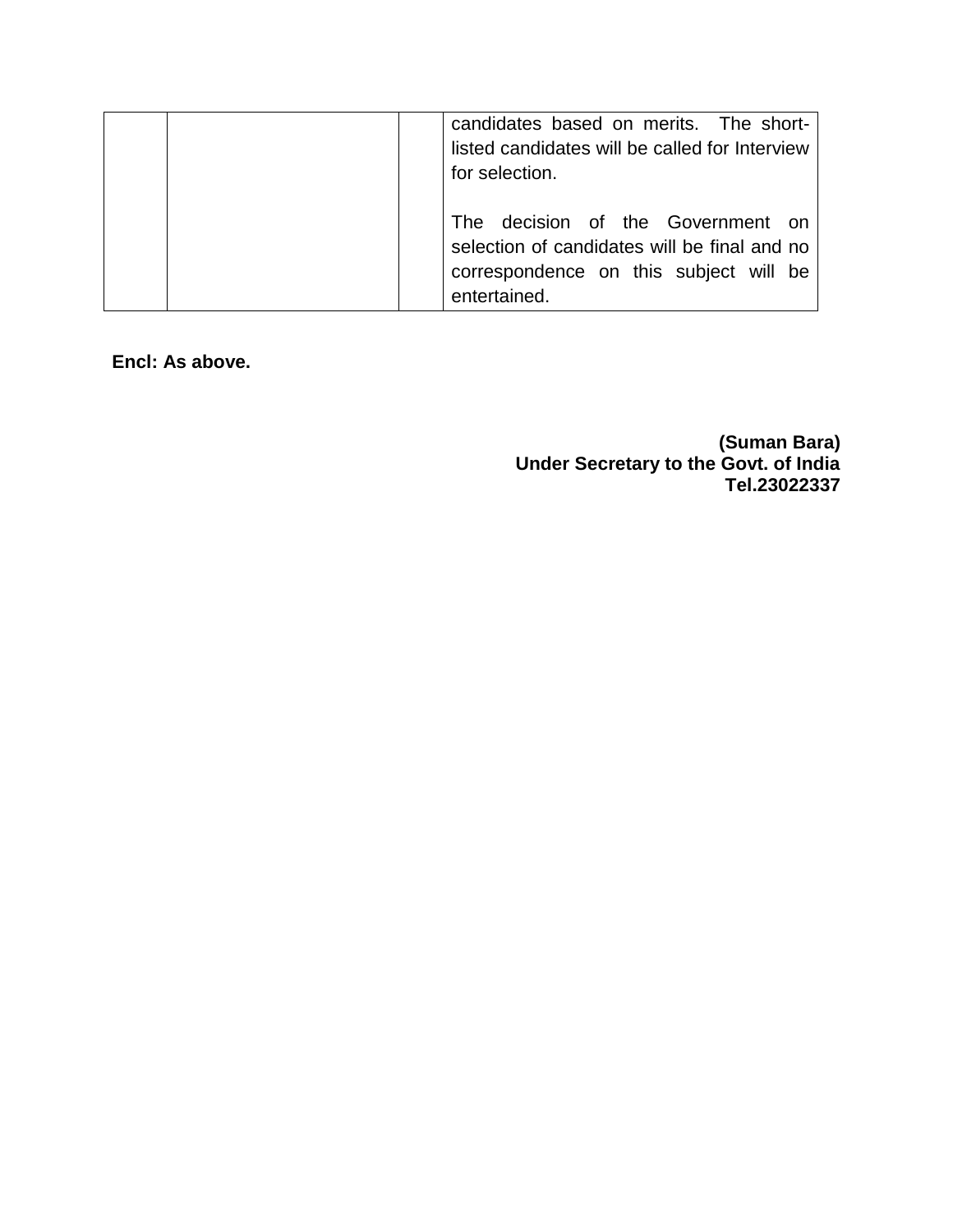| | | | |
|---|---|---|---|
| | | | candidates based on merits. The short-listed candidates will be called for Interview for selection.<br><br>The decision of the Government on selection of candidates will be final and no correspondence on this subject will be entertained. |

**Encl: As above.**

**(Suman Bara)**
**Under Secretary to the Govt. of India**
**Tel.23022337**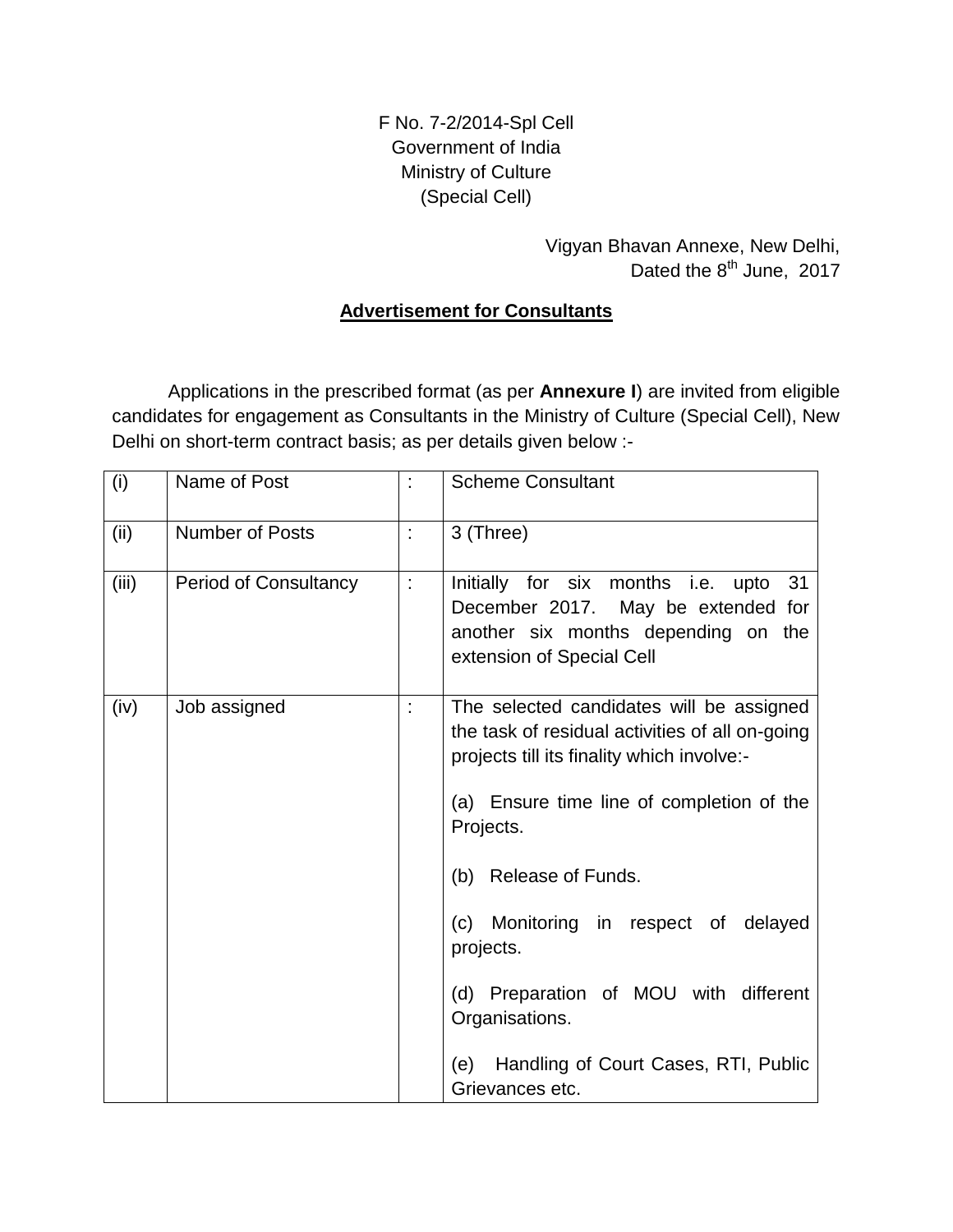F No. 7-2/2014-Spl Cell
Government of India
Ministry of Culture
(Special Cell)

Vigyan Bhavan Annexe, New Delhi,
Dated the 8th June, 2017

## Advertisement for Consultants

Applications in the prescribed format (as per **Annexure I**) are invited from eligible candidates for engagement as Consultants in the Ministry of Culture (Special Cell), New Delhi on short-term contract basis; as per details given below :-

| | | | |
|---|---|---|---|
| (i) | Name of Post | : | Scheme Consultant |
| (ii) | Number of Posts | : | 3 (Three) |
| (iii) | Period of Consultancy | : | Initially for six months i.e. upto 31 December 2017. May be extended for another six months depending on the extension of Special Cell |
| (iv) | Job assigned | : | The selected candidates will be assigned the task of residual activities of all on-going projects till its finality which involve:-<br><br>(a) Ensure time line of completion of the Projects.<br><br>(b) Release of Funds.<br><br>(c) Monitoring in respect of delayed projects.<br><br>(d) Preparation of MOU with different Organisations.<br><br>(e) Handling of Court Cases, RTI, Public Grievances etc. |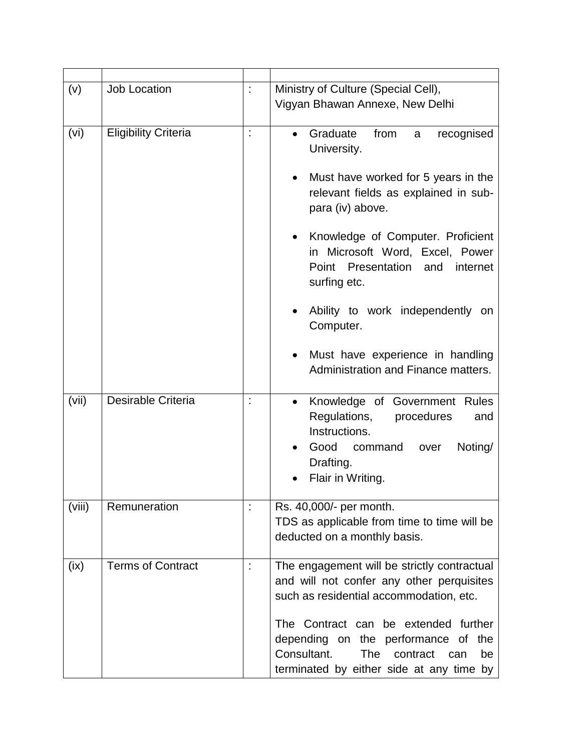| | | | |
|---|---|---|---|
| (v) | Job Location | : | Ministry of Culture (Special Cell),<br>Vigyan Bhawan Annexe, New Delhi |
| (vi) | Eligibility Criteria | : | • Graduate from a recognised University.<br><br>• Must have worked for 5 years in the relevant fields as explained in sub-para (iv) above.<br><br>• Knowledge of Computer. Proficient in Microsoft Word, Excel, Power Point Presentation and internet surfing etc.<br><br>• Ability to work independently on Computer.<br><br>• Must have experience in handling Administration and Finance matters. |
| (vii) | Desirable Criteria | : | • Knowledge of Government Rules Regulations, procedures and Instructions.<br>• Good command over Noting/ Drafting.<br>• Flair in Writing. |
| (viii) | Remuneration | : | Rs. 40,000/- per month.<br>TDS as applicable from time to time will be deducted on a monthly basis. |
| (ix) | Terms of Contract | : | The engagement will be strictly contractual and will not confer any other perquisites such as residential accommodation, etc.<br><br>The Contract can be extended further depending on the performance of the Consultant. The contract can be terminated by either side at any time by |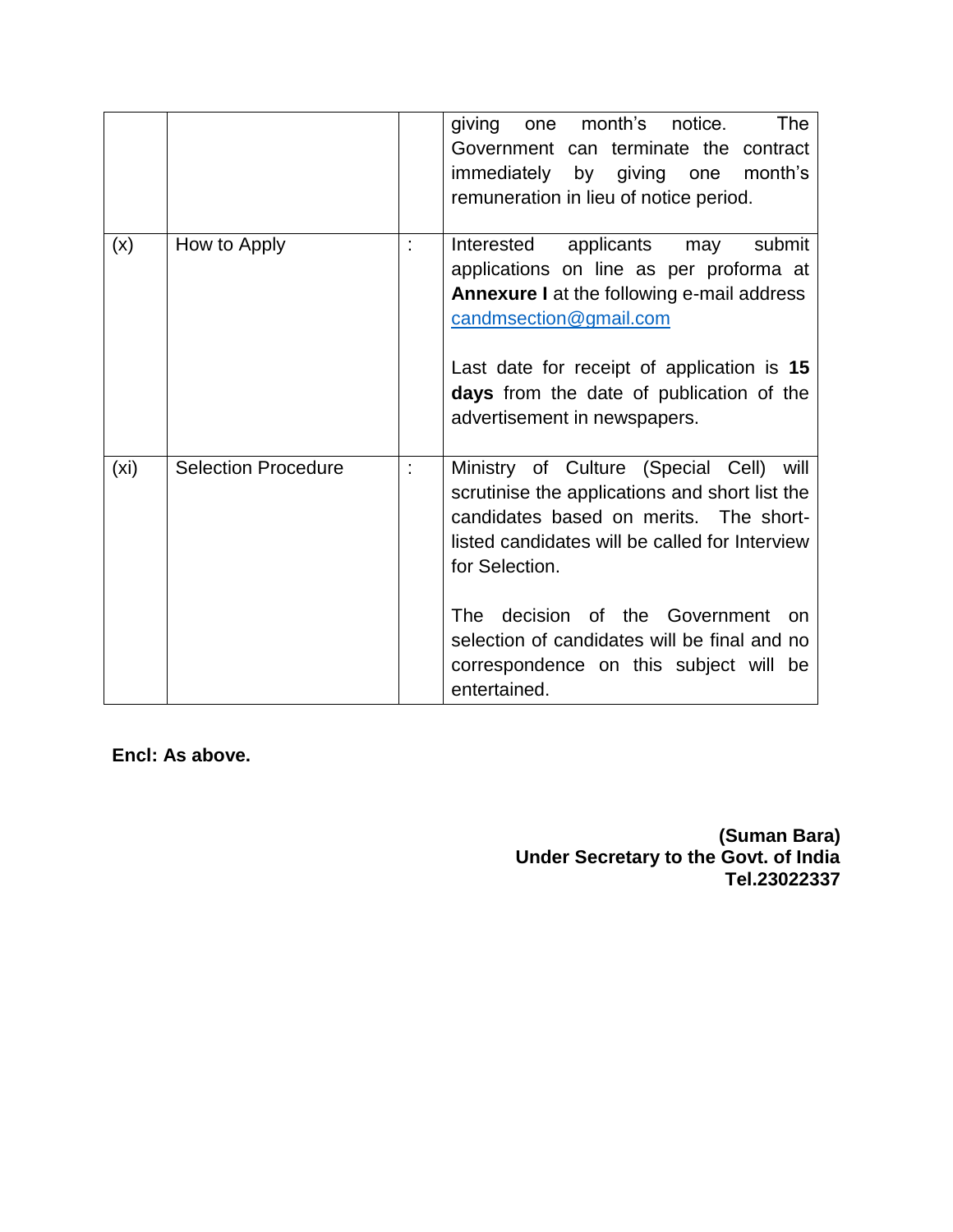|  |  |  |  |
|---|---|---|---|
|  |  |  | giving one month's notice. The Government can terminate the contract immediately by giving one month's remuneration in lieu of notice period. |
| (x) | How to Apply | : | Interested applicants may submit applications on line as per proforma at **Annexure I** at the following e-mail address candmsection@gmail.com<br><br>Last date for receipt of application is **15 days** from the date of publication of the advertisement in newspapers. |
| (xi) | Selection Procedure | : | Ministry of Culture (Special Cell) will scrutinise the applications and short list the candidates based on merits. The short-listed candidates will be called for Interview for Selection.<br><br>The decision of the Government on selection of candidates will be final and no correspondence on this subject will be entertained. |

**Encl: As above.**

**(Suman Bara)**
**Under Secretary to the Govt. of India**
**Tel.23022337**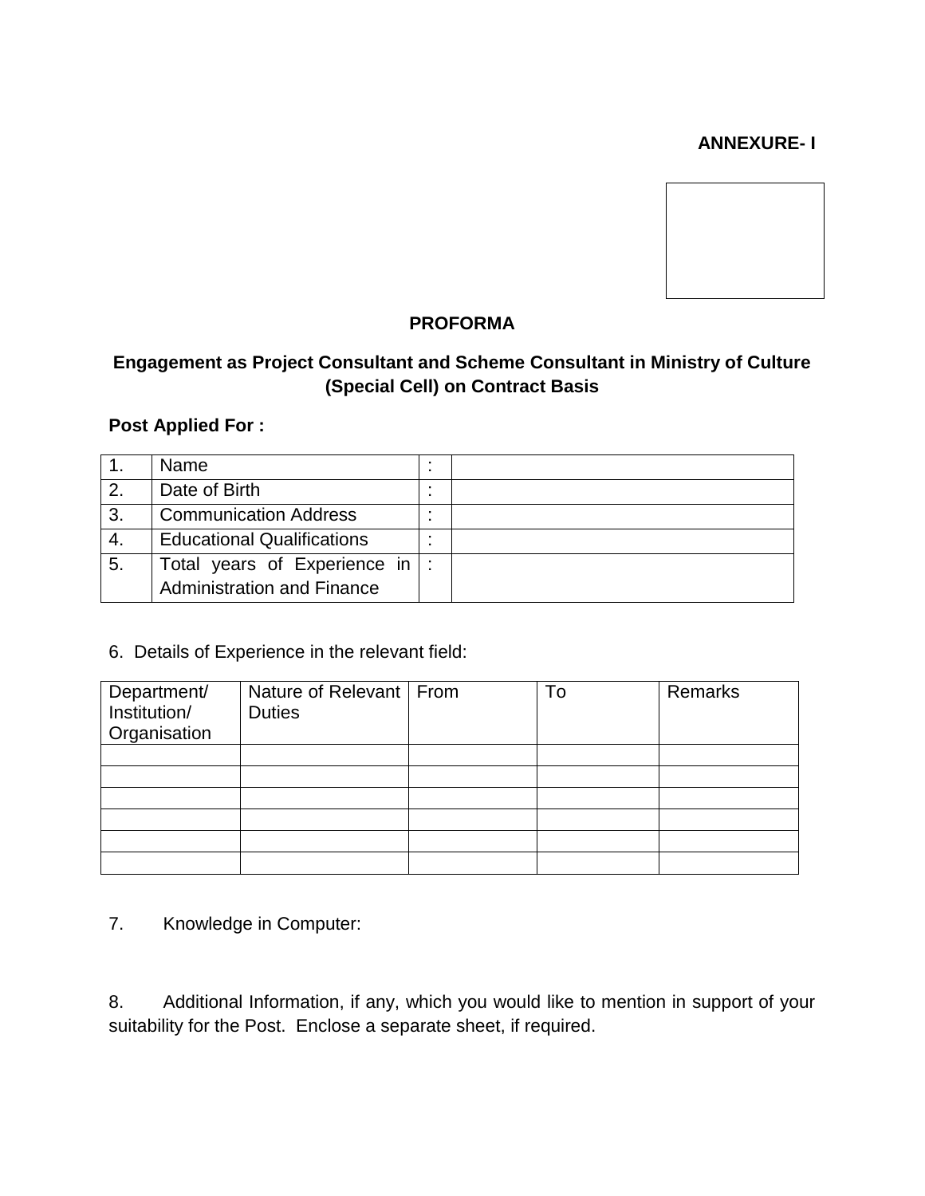**ANNEXURE- I**

## PROFORMA

### Engagement as Project Consultant and Scheme Consultant in Ministry of Culture (Special Cell) on Contract Basis

**Post Applied For :**

| 1. | Name | : | |
|---|---|---|---|
| 2. | Date of Birth | : | |
| 3. | Communication Address | : | |
| 4. | Educational Qualifications | : | |
| 5. | Total years of Experience in Administration and Finance | : | |

6. Details of Experience in the relevant field:

| Department/ Institution/ Organisation | Nature of Relevant Duties | From | To | Remarks |
|---|---|---|---|---|
| | | | | |
| | | | | |
| | | | | |
| | | | | |
| | | | | |
| | | | | |

7. Knowledge in Computer:

8. Additional Information, if any, which you would like to mention in support of your suitability for the Post. Enclose a separate sheet, if required.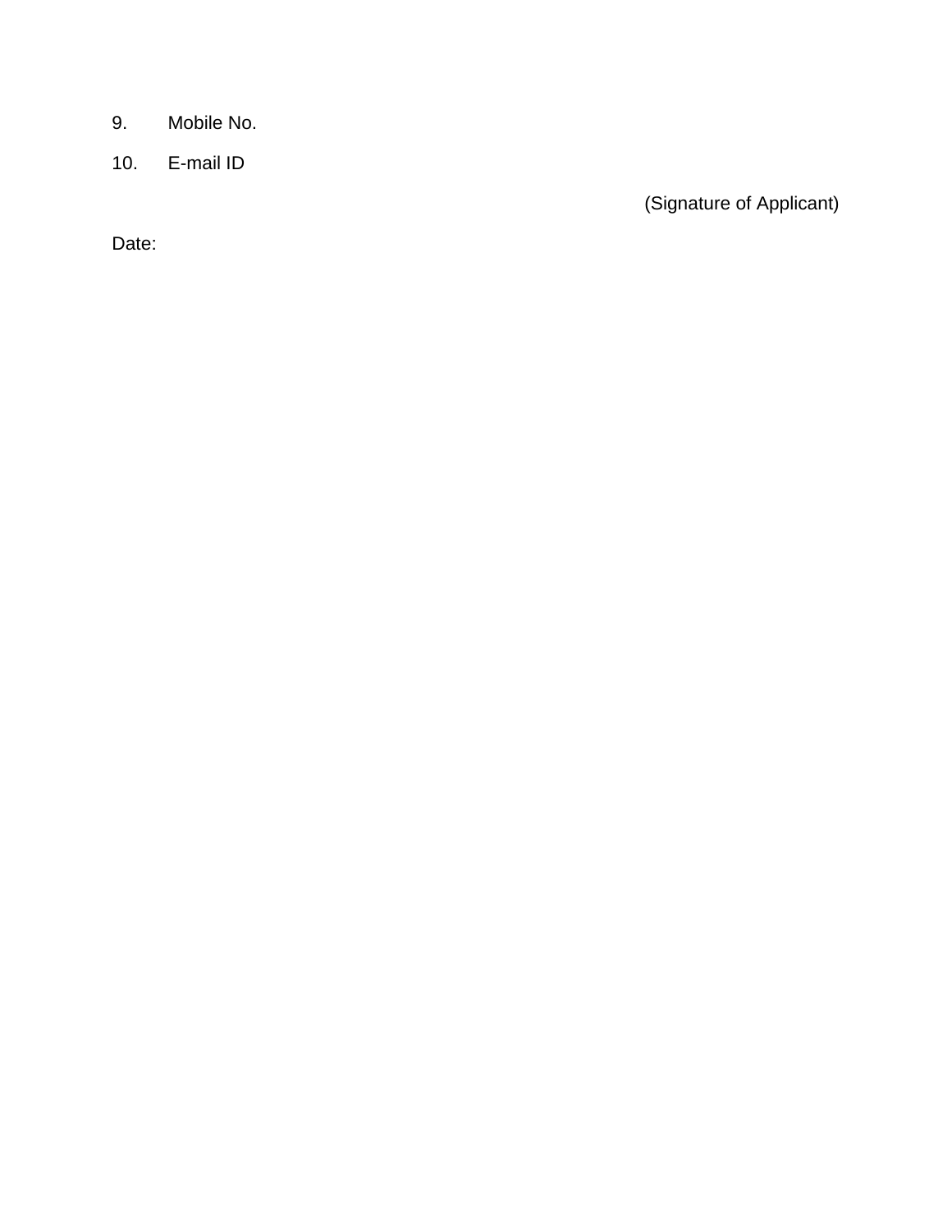9. Mobile No.

10. E-mail ID

(Signature of Applicant)

Date: